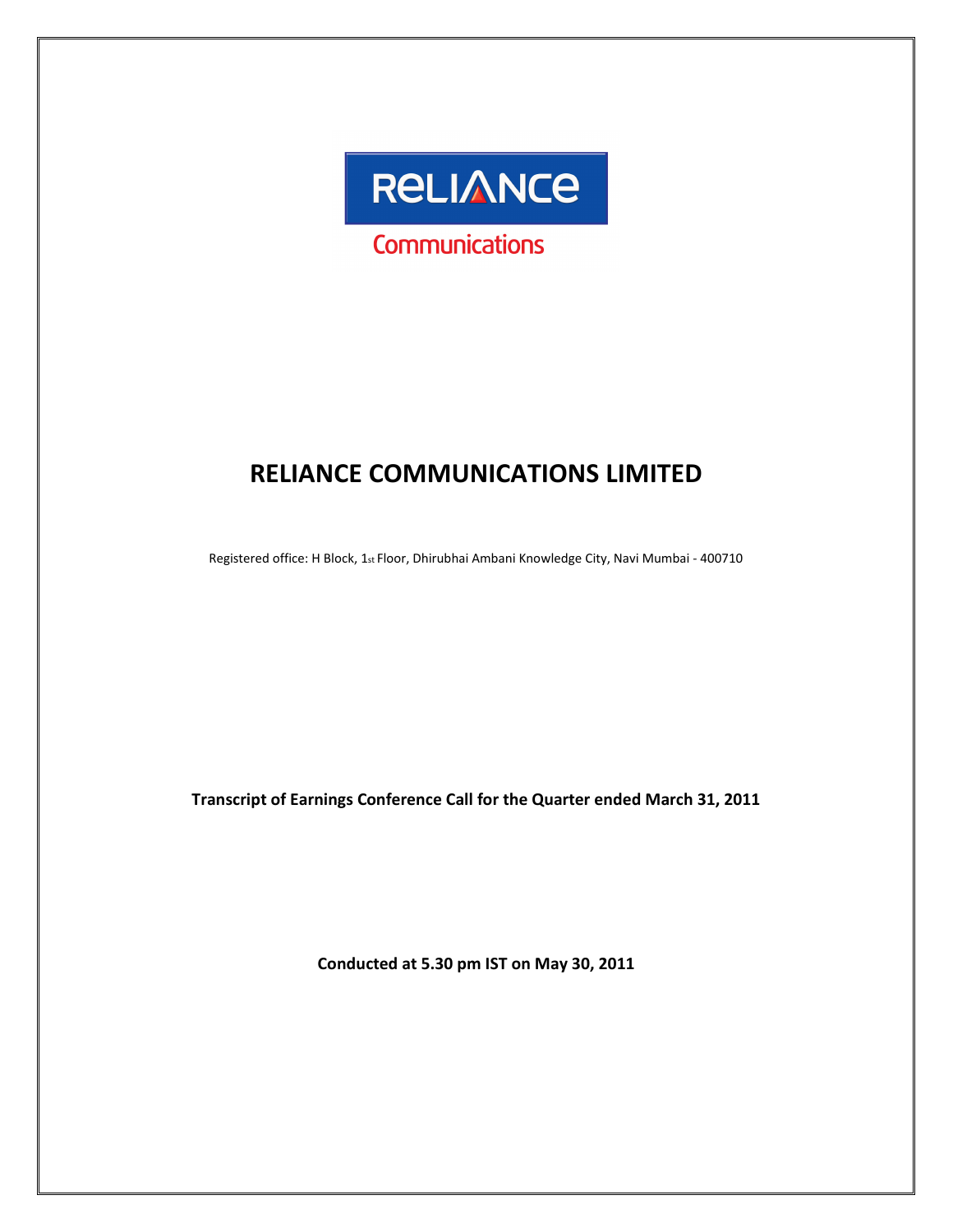# RELIANCE COMMUNICATIONS LIMITED

Registered office: H Block, 1st Floor, Dhirubhai Ambani Knowledge City, Navi Mumbai - 400710

**Transcript of Earnings Conference Call for the Quarter ended March 31, 2011**

**Conducted at 5.30 pm IST on May 30, 2011**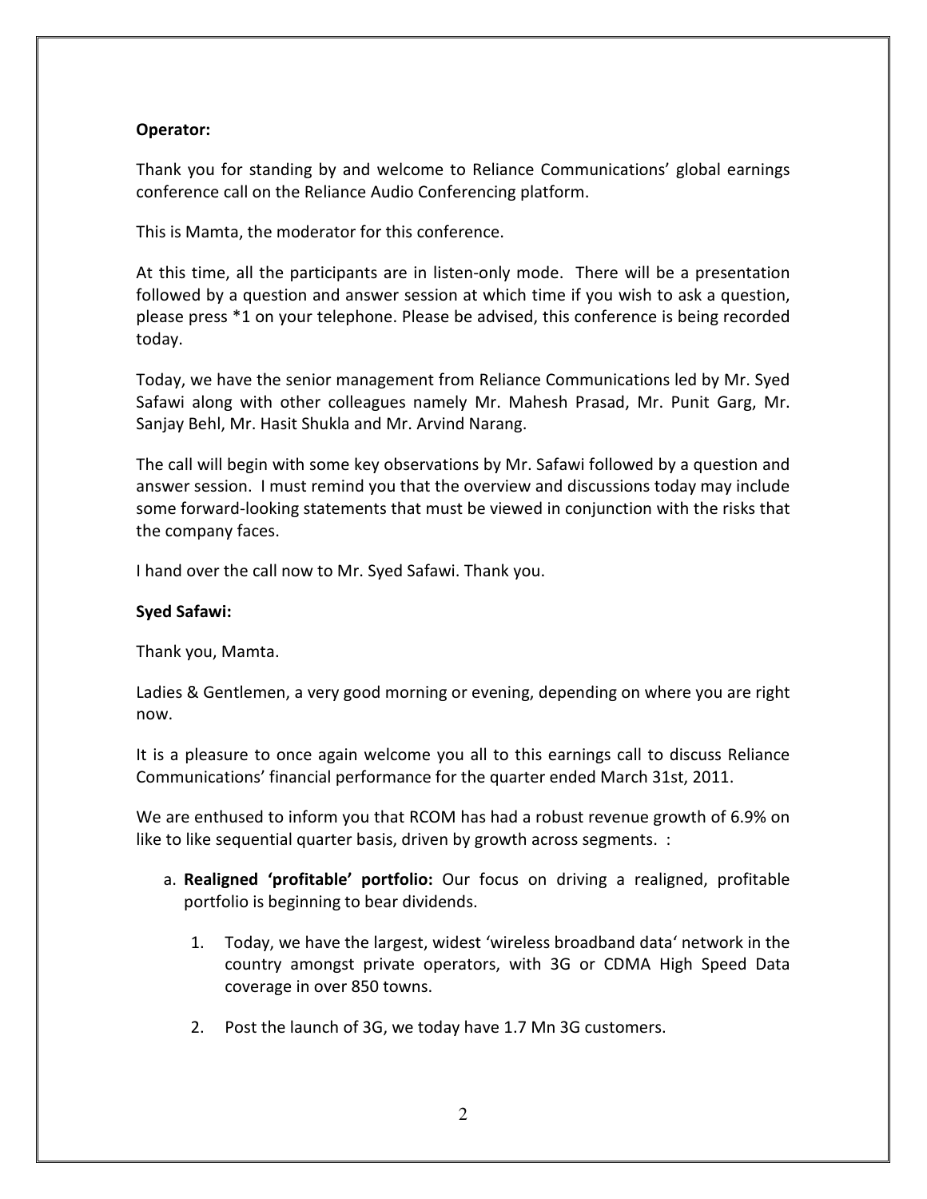**Operator:**

Thank you for standing by and welcome to Reliance Communications' global earnings conference call on the Reliance Audio Conferencing platform.

This is Mamta, the moderator for this conference.

At this time, all the participants are in listen-only mode. There will be a presentation followed by a question and answer session at which time if you wish to ask a question, please press *1 on your telephone. Please be advised, this conference is being recorded today.

Today, we have the senior management from Reliance Communications led by Mr. Syed Safawi along with other colleagues namely Mr. Mahesh Prasad, Mr. Punit Garg, Mr. Sanjay Behl, Mr. Hasit Shukla and Mr. Arvind Narang.

The call will begin with some key observations by Mr. Safawi followed by a question and answer session. I must remind you that the overview and discussions today may include some forward-looking statements that must be viewed in conjunction with the risks that the company faces.

I hand over the call now to Mr. Syed Safawi. Thank you.

**Syed Safawi:**

Thank you, Mamta.

Ladies & Gentlemen, a very good morning or evening, depending on where you are right now.

It is a pleasure to once again welcome you all to this earnings call to discuss Reliance Communications' financial performance for the quarter ended March 31st, 2011.

We are enthused to inform you that RCOM has had a robust revenue growth of 6.9% on like to like sequential quarter basis, driven by growth across segments. :

a. **Realigned 'profitable' portfolio:** Our focus on driving a realigned, profitable portfolio is beginning to bear dividends.

   1. Today, we have the largest, widest 'wireless broadband data' network in the country amongst private operators, with 3G or CDMA High Speed Data coverage in over 850 towns.

   2. Post the launch of 3G, we today have 1.7 Mn 3G customers.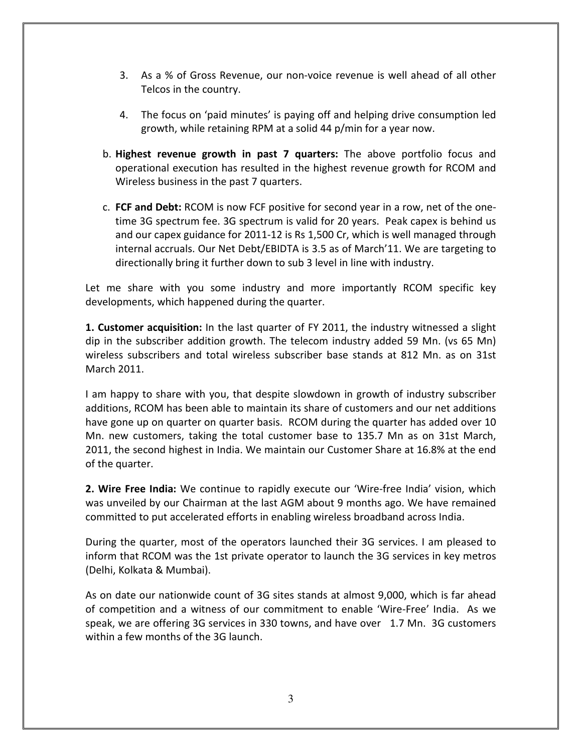3. As a % of Gross Revenue, our non-voice revenue is well ahead of all other Telcos in the country.

4. The focus on 'paid minutes' is paying off and helping drive consumption led growth, while retaining RPM at a solid 44 p/min for a year now.

b. **Highest revenue growth in past 7 quarters:** The above portfolio focus and operational execution has resulted in the highest revenue growth for RCOM and Wireless business in the past 7 quarters.

c. **FCF and Debt:** RCOM is now FCF positive for second year in a row, net of the one-time 3G spectrum fee. 3G spectrum is valid for 20 years. Peak capex is behind us and our capex guidance for 2011-12 is Rs 1,500 Cr, which is well managed through internal accruals. Our Net Debt/EBIDTA is 3.5 as of March'11. We are targeting to directionally bring it further down to sub 3 level in line with industry.

Let me share with you some industry and more importantly RCOM specific key developments, which happened during the quarter.

**1. Customer acquisition:** In the last quarter of FY 2011, the industry witnessed a slight dip in the subscriber addition growth. The telecom industry added 59 Mn. (vs 65 Mn) wireless subscribers and total wireless subscriber base stands at 812 Mn. as on 31st March 2011.

I am happy to share with you, that despite slowdown in growth of industry subscriber additions, RCOM has been able to maintain its share of customers and our net additions have gone up on quarter on quarter basis. RCOM during the quarter has added over 10 Mn. new customers, taking the total customer base to 135.7 Mn as on 31st March, 2011, the second highest in India. We maintain our Customer Share at 16.8% at the end of the quarter.

**2. Wire Free India:** We continue to rapidly execute our 'Wire-free India' vision, which was unveiled by our Chairman at the last AGM about 9 months ago. We have remained committed to put accelerated efforts in enabling wireless broadband across India.

During the quarter, most of the operators launched their 3G services. I am pleased to inform that RCOM was the 1st private operator to launch the 3G services in key metros (Delhi, Kolkata & Mumbai).

As on date our nationwide count of 3G sites stands at almost 9,000, which is far ahead of competition and a witness of our commitment to enable 'Wire-Free' India. As we speak, we are offering 3G services in 330 towns, and have over 1.7 Mn. 3G customers within a few months of the 3G launch.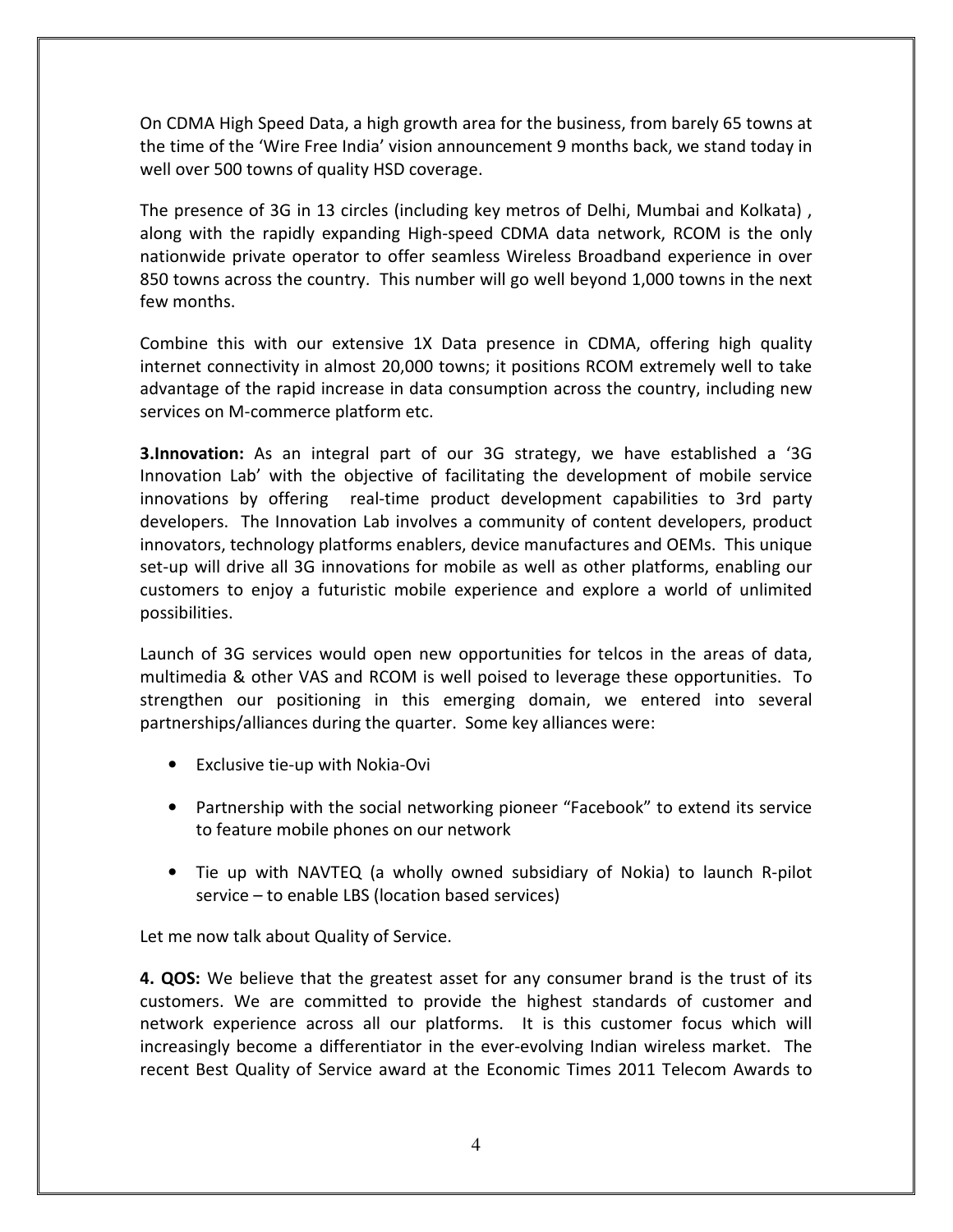On CDMA High Speed Data, a high growth area for the business, from barely 65 towns at the time of the 'Wire Free India' vision announcement 9 months back, we stand today in well over 500 towns of quality HSD coverage.

The presence of 3G in 13 circles (including key metros of Delhi, Mumbai and Kolkata) , along with the rapidly expanding High-speed CDMA data network, RCOM is the only nationwide private operator to offer seamless Wireless Broadband experience in over 850 towns across the country. This number will go well beyond 1,000 towns in the next few months.

Combine this with our extensive 1X Data presence in CDMA, offering high quality internet connectivity in almost 20,000 towns; it positions RCOM extremely well to take advantage of the rapid increase in data consumption across the country, including new services on M-commerce platform etc.

**3.Innovation:** As an integral part of our 3G strategy, we have established a '3G Innovation Lab' with the objective of facilitating the development of mobile service innovations by offering real-time product development capabilities to 3rd party developers. The Innovation Lab involves a community of content developers, product innovators, technology platforms enablers, device manufactures and OEMs. This unique set-up will drive all 3G innovations for mobile as well as other platforms, enabling our customers to enjoy a futuristic mobile experience and explore a world of unlimited possibilities.

Launch of 3G services would open new opportunities for telcos in the areas of data, multimedia & other VAS and RCOM is well poised to leverage these opportunities. To strengthen our positioning in this emerging domain, we entered into several partnerships/alliances during the quarter. Some key alliances were:

- Exclusive tie-up with Nokia-Ovi
- Partnership with the social networking pioneer "Facebook" to extend its service to feature mobile phones on our network
- Tie up with NAVTEQ (a wholly owned subsidiary of Nokia) to launch R-pilot service – to enable LBS (location based services)

Let me now talk about Quality of Service.

**4. QOS:** We believe that the greatest asset for any consumer brand is the trust of its customers. We are committed to provide the highest standards of customer and network experience across all our platforms. It is this customer focus which will increasingly become a differentiator in the ever-evolving Indian wireless market. The recent Best Quality of Service award at the Economic Times 2011 Telecom Awards to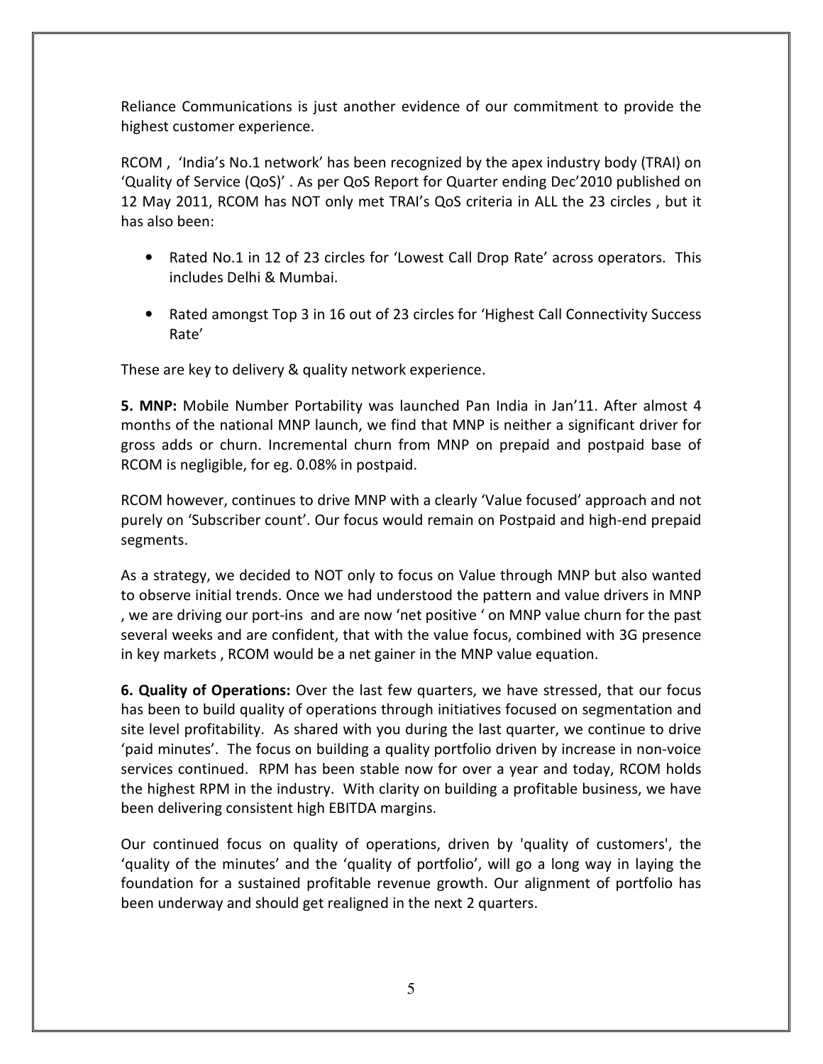Reliance Communications is just another evidence of our commitment to provide the highest customer experience.

RCOM , 'India's No.1 network' has been recognized by the apex industry body (TRAI) on 'Quality of Service (QoS)' . As per QoS Report for Quarter ending Dec'2010 published on 12 May 2011, RCOM has NOT only met TRAI's QoS criteria in ALL the 23 circles , but it has also been:

- Rated No.1 in 12 of 23 circles for 'Lowest Call Drop Rate' across operators. This includes Delhi & Mumbai.
- Rated amongst Top 3 in 16 out of 23 circles for 'Highest Call Connectivity Success Rate'

These are key to delivery & quality network experience.

**5. MNP:** Mobile Number Portability was launched Pan India in Jan'11. After almost 4 months of the national MNP launch, we find that MNP is neither a significant driver for gross adds or churn. Incremental churn from MNP on prepaid and postpaid base of RCOM is negligible, for eg. 0.08% in postpaid.

RCOM however, continues to drive MNP with a clearly 'Value focused' approach and not purely on 'Subscriber count'. Our focus would remain on Postpaid and high-end prepaid segments.

As a strategy, we decided to NOT only to focus on Value through MNP but also wanted to observe initial trends. Once we had understood the pattern and value drivers in MNP , we are driving our port-ins and are now 'net positive ' on MNP value churn for the past several weeks and are confident, that with the value focus, combined with 3G presence in key markets , RCOM would be a net gainer in the MNP value equation.

**6. Quality of Operations:** Over the last few quarters, we have stressed, that our focus has been to build quality of operations through initiatives focused on segmentation and site level profitability. As shared with you during the last quarter, we continue to drive 'paid minutes'. The focus on building a quality portfolio driven by increase in non-voice services continued. RPM has been stable now for over a year and today, RCOM holds the highest RPM in the industry. With clarity on building a profitable business, we have been delivering consistent high EBITDA margins.

Our continued focus on quality of operations, driven by 'quality of customers', the 'quality of the minutes' and the 'quality of portfolio', will go a long way in laying the foundation for a sustained profitable revenue growth. Our alignment of portfolio has been underway and should get realigned in the next 2 quarters.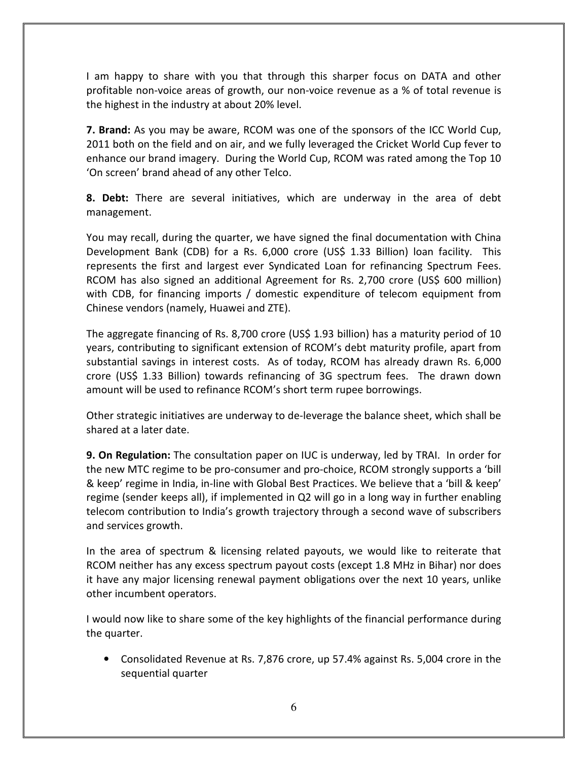I am happy to share with you that through this sharper focus on DATA and other profitable non-voice areas of growth, our non-voice revenue as a % of total revenue is the highest in the industry at about 20% level.

**7. Brand:** As you may be aware, RCOM was one of the sponsors of the ICC World Cup, 2011 both on the field and on air, and we fully leveraged the Cricket World Cup fever to enhance our brand imagery. During the World Cup, RCOM was rated among the Top 10 'On screen' brand ahead of any other Telco.

**8. Debt:** There are several initiatives, which are underway in the area of debt management.

You may recall, during the quarter, we have signed the final documentation with China Development Bank (CDB) for a Rs. 6,000 crore (US$ 1.33 Billion) loan facility. This represents the first and largest ever Syndicated Loan for refinancing Spectrum Fees. RCOM has also signed an additional Agreement for Rs. 2,700 crore (US$ 600 million) with CDB, for financing imports / domestic expenditure of telecom equipment from Chinese vendors (namely, Huawei and ZTE).

The aggregate financing of Rs. 8,700 crore (US$ 1.93 billion) has a maturity period of 10 years, contributing to significant extension of RCOM's debt maturity profile, apart from substantial savings in interest costs. As of today, RCOM has already drawn Rs. 6,000 crore (US$ 1.33 Billion) towards refinancing of 3G spectrum fees. The drawn down amount will be used to refinance RCOM's short term rupee borrowings.

Other strategic initiatives are underway to de-leverage the balance sheet, which shall be shared at a later date.

**9. On Regulation:** The consultation paper on IUC is underway, led by TRAI. In order for the new MTC regime to be pro-consumer and pro-choice, RCOM strongly supports a 'bill & keep' regime in India, in-line with Global Best Practices. We believe that a 'bill & keep' regime (sender keeps all), if implemented in Q2 will go in a long way in further enabling telecom contribution to India's growth trajectory through a second wave of subscribers and services growth.

In the area of spectrum & licensing related payouts, we would like to reiterate that RCOM neither has any excess spectrum payout costs (except 1.8 MHz in Bihar) nor does it have any major licensing renewal payment obligations over the next 10 years, unlike other incumbent operators.

I would now like to share some of the key highlights of the financial performance during the quarter.

- Consolidated Revenue at Rs. 7,876 crore, up 57.4% against Rs. 5,004 crore in the sequential quarter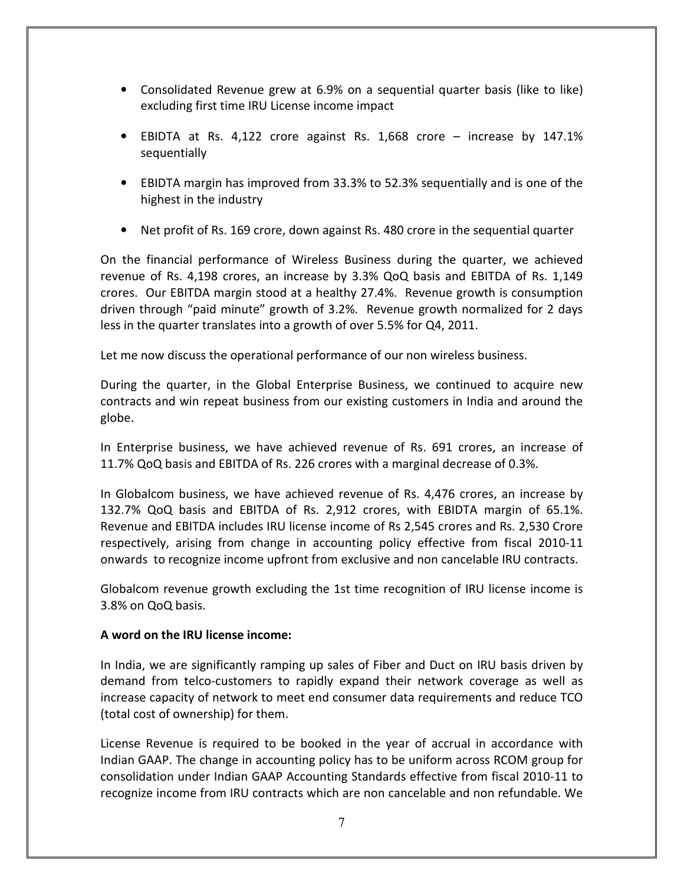- Consolidated Revenue grew at 6.9% on a sequential quarter basis (like to like) excluding first time IRU License income impact
- EBIDTA at Rs. 4,122 crore against Rs. 1,668 crore – increase by 147.1% sequentially
- EBIDTA margin has improved from 33.3% to 52.3% sequentially and is one of the highest in the industry
- Net profit of Rs. 169 crore, down against Rs. 480 crore in the sequential quarter

On the financial performance of Wireless Business during the quarter, we achieved revenue of Rs. 4,198 crores, an increase by 3.3% QoQ basis and EBITDA of Rs. 1,149 crores. Our EBITDA margin stood at a healthy 27.4%. Revenue growth is consumption driven through "paid minute" growth of 3.2%. Revenue growth normalized for 2 days less in the quarter translates into a growth of over 5.5% for Q4, 2011.

Let me now discuss the operational performance of our non wireless business.

During the quarter, in the Global Enterprise Business, we continued to acquire new contracts and win repeat business from our existing customers in India and around the globe.

In Enterprise business, we have achieved revenue of Rs. 691 crores, an increase of 11.7% QoQ basis and EBITDA of Rs. 226 crores with a marginal decrease of 0.3%.

In Globalcom business, we have achieved revenue of Rs. 4,476 crores, an increase by 132.7% QoQ basis and EBITDA of Rs. 2,912 crores, with EBIDTA margin of 65.1%. Revenue and EBITDA includes IRU license income of Rs 2,545 crores and Rs. 2,530 Crore respectively, arising from change in accounting policy effective from fiscal 2010-11 onwards to recognize income upfront from exclusive and non cancelable IRU contracts.

Globalcom revenue growth excluding the 1st time recognition of IRU license income is 3.8% on QoQ basis.

**A word on the IRU license income:**

In India, we are significantly ramping up sales of Fiber and Duct on IRU basis driven by demand from telco-customers to rapidly expand their network coverage as well as increase capacity of network to meet end consumer data requirements and reduce TCO (total cost of ownership) for them.

License Revenue is required to be booked in the year of accrual in accordance with Indian GAAP. The change in accounting policy has to be uniform across RCOM group for consolidation under Indian GAAP Accounting Standards effective from fiscal 2010-11 to recognize income from IRU contracts which are non cancelable and non refundable. We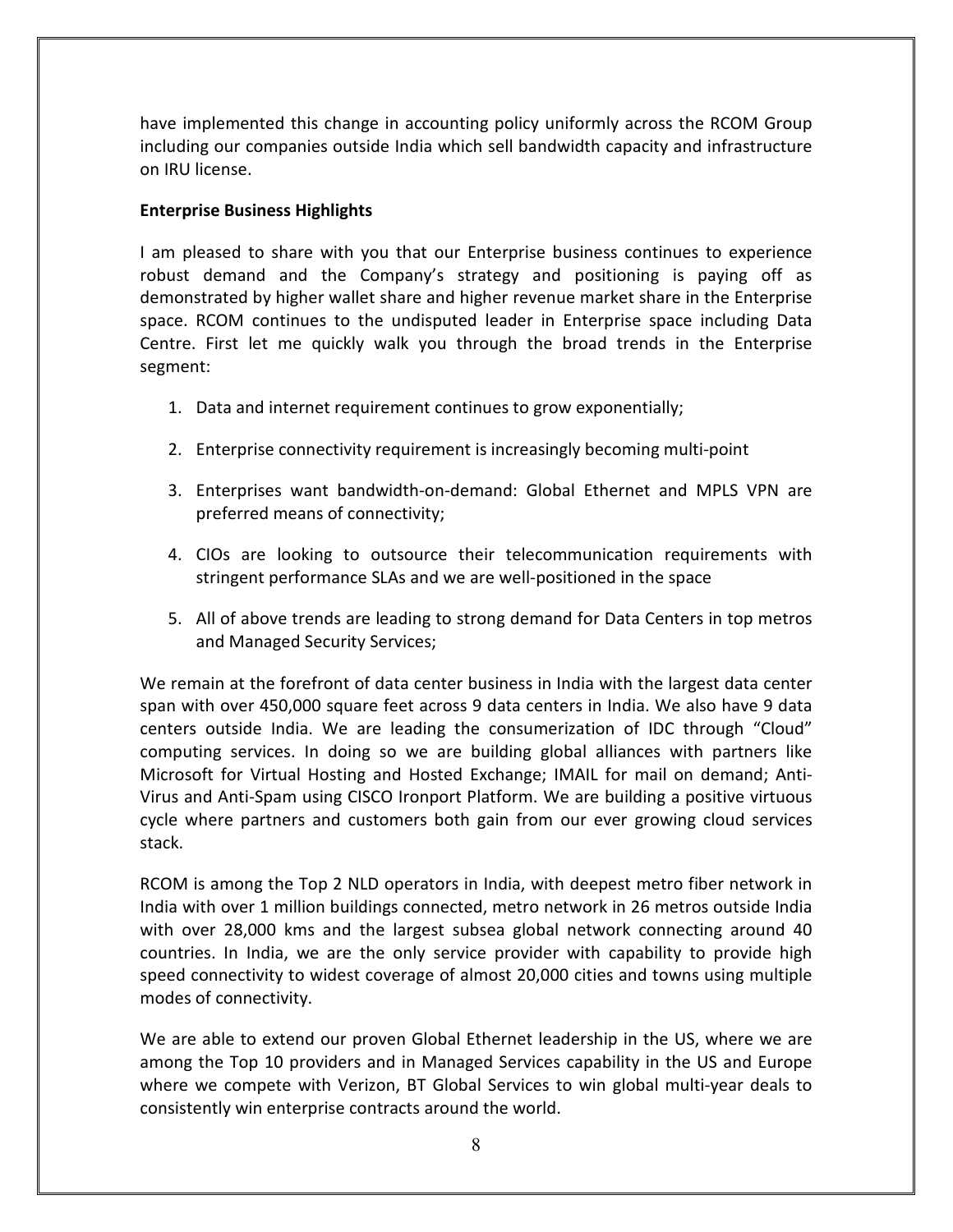have implemented this change in accounting policy uniformly across the RCOM Group including our companies outside India which sell bandwidth capacity and infrastructure on IRU license.

**Enterprise Business Highlights**

I am pleased to share with you that our Enterprise business continues to experience robust demand and the Company's strategy and positioning is paying off as demonstrated by higher wallet share and higher revenue market share in the Enterprise space. RCOM continues to the undisputed leader in Enterprise space including Data Centre. First let me quickly walk you through the broad trends in the Enterprise segment:

1. Data and internet requirement continues to grow exponentially;
2. Enterprise connectivity requirement is increasingly becoming multi-point
3. Enterprises want bandwidth-on-demand: Global Ethernet and MPLS VPN are preferred means of connectivity;
4. CIOs are looking to outsource their telecommunication requirements with stringent performance SLAs and we are well-positioned in the space
5. All of above trends are leading to strong demand for Data Centers in top metros and Managed Security Services;

We remain at the forefront of data center business in India with the largest data center span with over 450,000 square feet across 9 data centers in India. We also have 9 data centers outside India. We are leading the consumerization of IDC through "Cloud" computing services. In doing so we are building global alliances with partners like Microsoft for Virtual Hosting and Hosted Exchange; IMAIL for mail on demand; Anti-Virus and Anti-Spam using CISCO Ironport Platform. We are building a positive virtuous cycle where partners and customers both gain from our ever growing cloud services stack.

RCOM is among the Top 2 NLD operators in India, with deepest metro fiber network in India with over 1 million buildings connected, metro network in 26 metros outside India with over 28,000 kms and the largest subsea global network connecting around 40 countries. In India, we are the only service provider with capability to provide high speed connectivity to widest coverage of almost 20,000 cities and towns using multiple modes of connectivity.

We are able to extend our proven Global Ethernet leadership in the US, where we are among the Top 10 providers and in Managed Services capability in the US and Europe where we compete with Verizon, BT Global Services to win global multi-year deals to consistently win enterprise contracts around the world.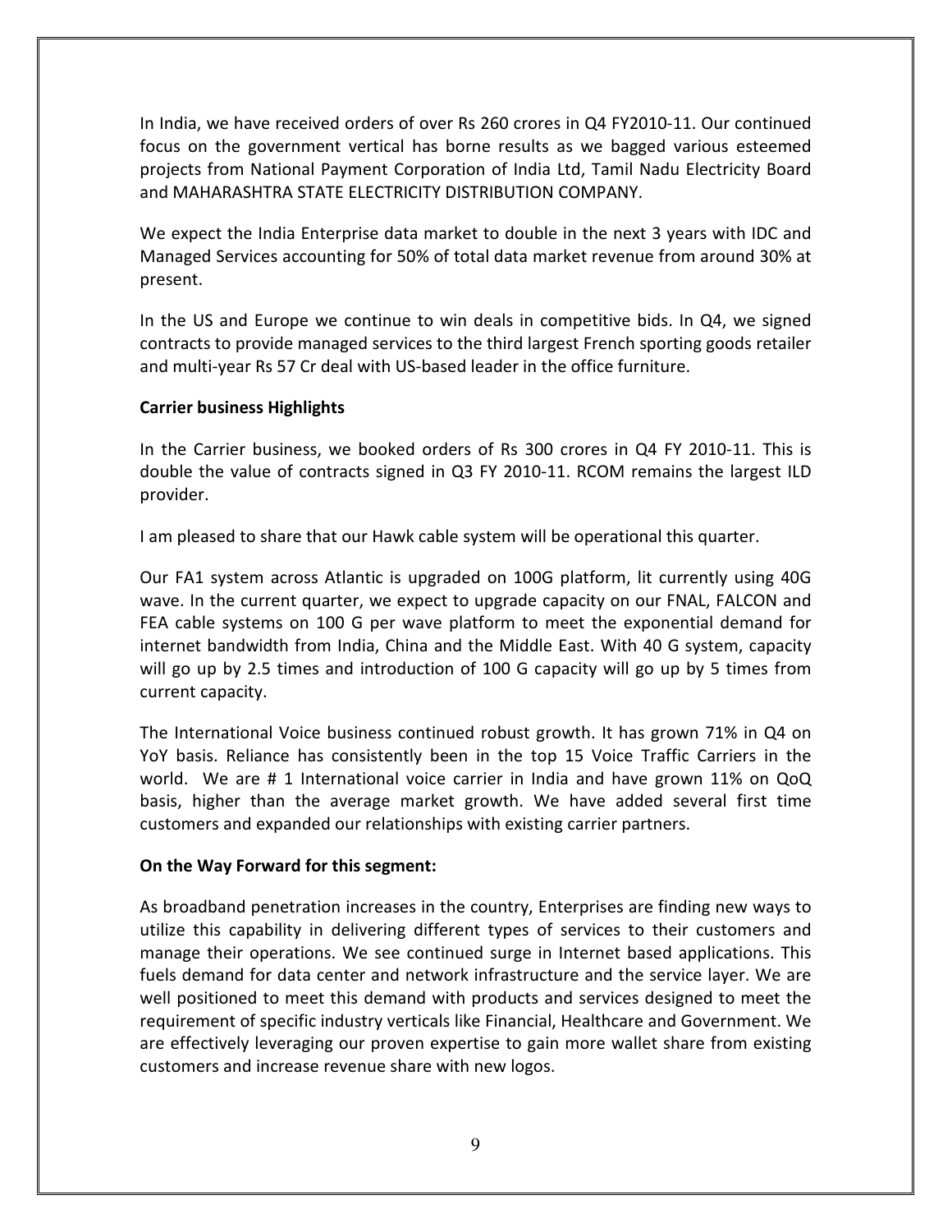In India, we have received orders of over Rs 260 crores in Q4 FY2010-11. Our continued focus on the government vertical has borne results as we bagged various esteemed projects from National Payment Corporation of India Ltd, Tamil Nadu Electricity Board and MAHARASHTRA STATE ELECTRICITY DISTRIBUTION COMPANY.

We expect the India Enterprise data market to double in the next 3 years with IDC and Managed Services accounting for 50% of total data market revenue from around 30% at present.

In the US and Europe we continue to win deals in competitive bids. In Q4, we signed contracts to provide managed services to the third largest French sporting goods retailer and multi-year Rs 57 Cr deal with US-based leader in the office furniture.

**Carrier business Highlights**

In the Carrier business, we booked orders of Rs 300 crores in Q4 FY 2010-11. This is double the value of contracts signed in Q3 FY 2010-11. RCOM remains the largest ILD provider.

I am pleased to share that our Hawk cable system will be operational this quarter.

Our FA1 system across Atlantic is upgraded on 100G platform, lit currently using 40G wave. In the current quarter, we expect to upgrade capacity on our FNAL, FALCON and FEA cable systems on 100 G per wave platform to meet the exponential demand for internet bandwidth from India, China and the Middle East. With 40 G system, capacity will go up by 2.5 times and introduction of 100 G capacity will go up by 5 times from current capacity.

The International Voice business continued robust growth. It has grown 71% in Q4 on YoY basis. Reliance has consistently been in the top 15 Voice Traffic Carriers in the world. We are # 1 International voice carrier in India and have grown 11% on QoQ basis, higher than the average market growth. We have added several first time customers and expanded our relationships with existing carrier partners.

**On the Way Forward for this segment:**

As broadband penetration increases in the country, Enterprises are finding new ways to utilize this capability in delivering different types of services to their customers and manage their operations. We see continued surge in Internet based applications. This fuels demand for data center and network infrastructure and the service layer. We are well positioned to meet this demand with products and services designed to meet the requirement of specific industry verticals like Financial, Healthcare and Government. We are effectively leveraging our proven expertise to gain more wallet share from existing customers and increase revenue share with new logos.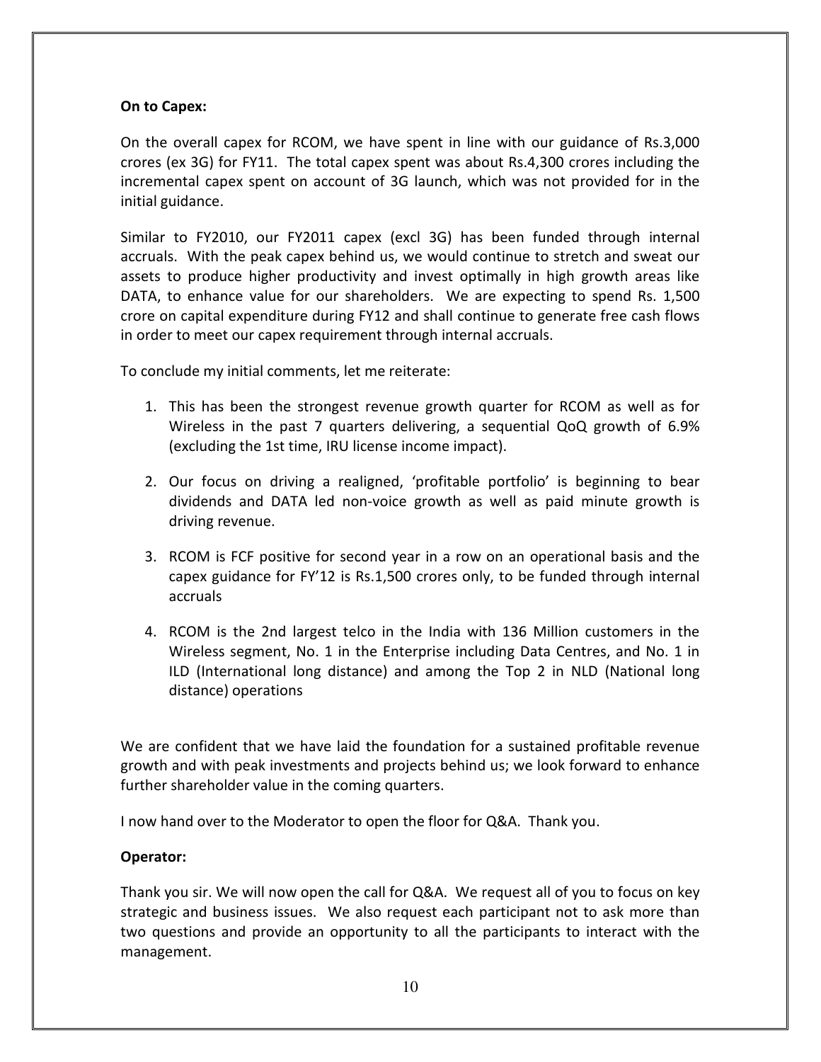**On to Capex:**

On the overall capex for RCOM, we have spent in line with our guidance of Rs.3,000 crores (ex 3G) for FY11. The total capex spent was about Rs.4,300 crores including the incremental capex spent on account of 3G launch, which was not provided for in the initial guidance.

Similar to FY2010, our FY2011 capex (excl 3G) has been funded through internal accruals. With the peak capex behind us, we would continue to stretch and sweat our assets to produce higher productivity and invest optimally in high growth areas like DATA, to enhance value for our shareholders. We are expecting to spend Rs. 1,500 crore on capital expenditure during FY12 and shall continue to generate free cash flows in order to meet our capex requirement through internal accruals.

To conclude my initial comments, let me reiterate:

1. This has been the strongest revenue growth quarter for RCOM as well as for Wireless in the past 7 quarters delivering, a sequential QoQ growth of 6.9% (excluding the 1st time, IRU license income impact).
2. Our focus on driving a realigned, 'profitable portfolio' is beginning to bear dividends and DATA led non-voice growth as well as paid minute growth is driving revenue.
3. RCOM is FCF positive for second year in a row on an operational basis and the capex guidance for FY'12 is Rs.1,500 crores only, to be funded through internal accruals
4. RCOM is the 2nd largest telco in the India with 136 Million customers in the Wireless segment, No. 1 in the Enterprise including Data Centres, and No. 1 in ILD (International long distance) and among the Top 2 in NLD (National long distance) operations

We are confident that we have laid the foundation for a sustained profitable revenue growth and with peak investments and projects behind us; we look forward to enhance further shareholder value in the coming quarters.

I now hand over to the Moderator to open the floor for Q&A. Thank you.

**Operator:**

Thank you sir. We will now open the call for Q&A. We request all of you to focus on key strategic and business issues. We also request each participant not to ask more than two questions and provide an opportunity to all the participants to interact with the management.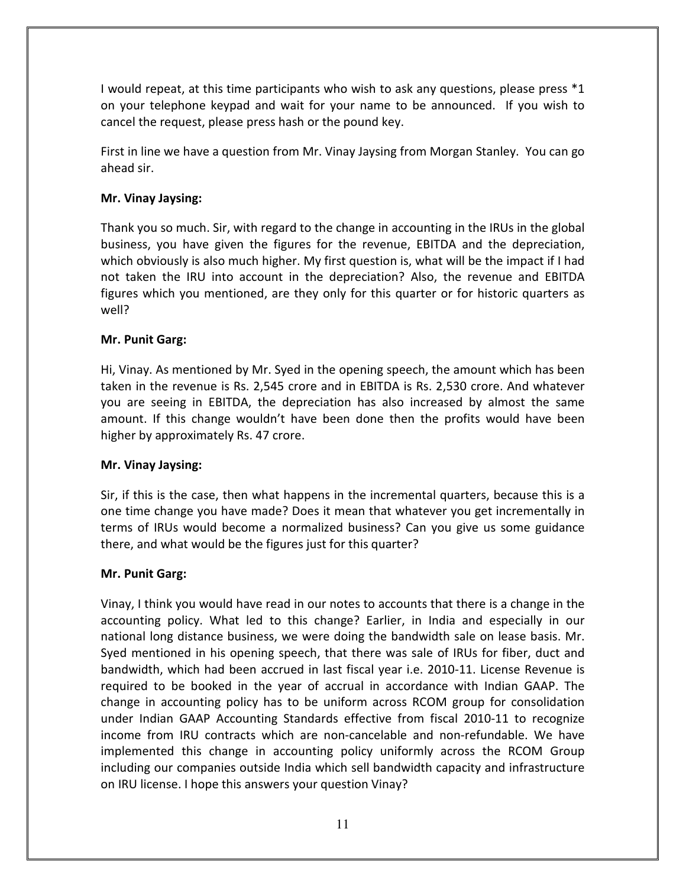I would repeat, at this time participants who wish to ask any questions, please press *1 on your telephone keypad and wait for your name to be announced. If you wish to cancel the request, please press hash or the pound key.

First in line we have a question from Mr. Vinay Jaysing from Morgan Stanley. You can go ahead sir.

**Mr. Vinay Jaysing:**

Thank you so much. Sir, with regard to the change in accounting in the IRUs in the global business, you have given the figures for the revenue, EBITDA and the depreciation, which obviously is also much higher. My first question is, what will be the impact if I had not taken the IRU into account in the depreciation? Also, the revenue and EBITDA figures which you mentioned, are they only for this quarter or for historic quarters as well?

**Mr. Punit Garg:**

Hi, Vinay. As mentioned by Mr. Syed in the opening speech, the amount which has been taken in the revenue is Rs. 2,545 crore and in EBITDA is Rs. 2,530 crore. And whatever you are seeing in EBITDA, the depreciation has also increased by almost the same amount. If this change wouldn't have been done then the profits would have been higher by approximately Rs. 47 crore.

**Mr. Vinay Jaysing:**

Sir, if this is the case, then what happens in the incremental quarters, because this is a one time change you have made? Does it mean that whatever you get incrementally in terms of IRUs would become a normalized business? Can you give us some guidance there, and what would be the figures just for this quarter?

**Mr. Punit Garg:**

Vinay, I think you would have read in our notes to accounts that there is a change in the accounting policy. What led to this change? Earlier, in India and especially in our national long distance business, we were doing the bandwidth sale on lease basis. Mr. Syed mentioned in his opening speech, that there was sale of IRUs for fiber, duct and bandwidth, which had been accrued in last fiscal year i.e. 2010-11. License Revenue is required to be booked in the year of accrual in accordance with Indian GAAP. The change in accounting policy has to be uniform across RCOM group for consolidation under Indian GAAP Accounting Standards effective from fiscal 2010-11 to recognize income from IRU contracts which are non-cancelable and non-refundable. We have implemented this change in accounting policy uniformly across the RCOM Group including our companies outside India which sell bandwidth capacity and infrastructure on IRU license. I hope this answers your question Vinay?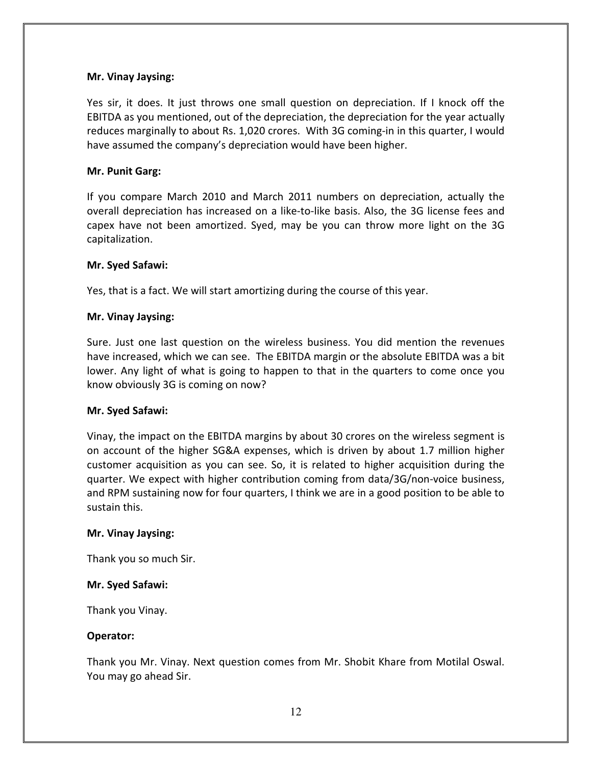**Mr. Vinay Jaysing:**

Yes sir, it does. It just throws one small question on depreciation. If I knock off the EBITDA as you mentioned, out of the depreciation, the depreciation for the year actually reduces marginally to about Rs. 1,020 crores. With 3G coming-in in this quarter, I would have assumed the company's depreciation would have been higher.

**Mr. Punit Garg:**

If you compare March 2010 and March 2011 numbers on depreciation, actually the overall depreciation has increased on a like-to-like basis. Also, the 3G license fees and capex have not been amortized. Syed, may be you can throw more light on the 3G capitalization.

**Mr. Syed Safawi:**

Yes, that is a fact. We will start amortizing during the course of this year.

**Mr. Vinay Jaysing:**

Sure. Just one last question on the wireless business. You did mention the revenues have increased, which we can see. The EBITDA margin or the absolute EBITDA was a bit lower. Any light of what is going to happen to that in the quarters to come once you know obviously 3G is coming on now?

**Mr. Syed Safawi:**

Vinay, the impact on the EBITDA margins by about 30 crores on the wireless segment is on account of the higher SG&A expenses, which is driven by about 1.7 million higher customer acquisition as you can see. So, it is related to higher acquisition during the quarter. We expect with higher contribution coming from data/3G/non-voice business, and RPM sustaining now for four quarters, I think we are in a good position to be able to sustain this.

**Mr. Vinay Jaysing:**

Thank you so much Sir.

**Mr. Syed Safawi:**

Thank you Vinay.

**Operator:**

Thank you Mr. Vinay. Next question comes from Mr. Shobit Khare from Motilal Oswal. You may go ahead Sir.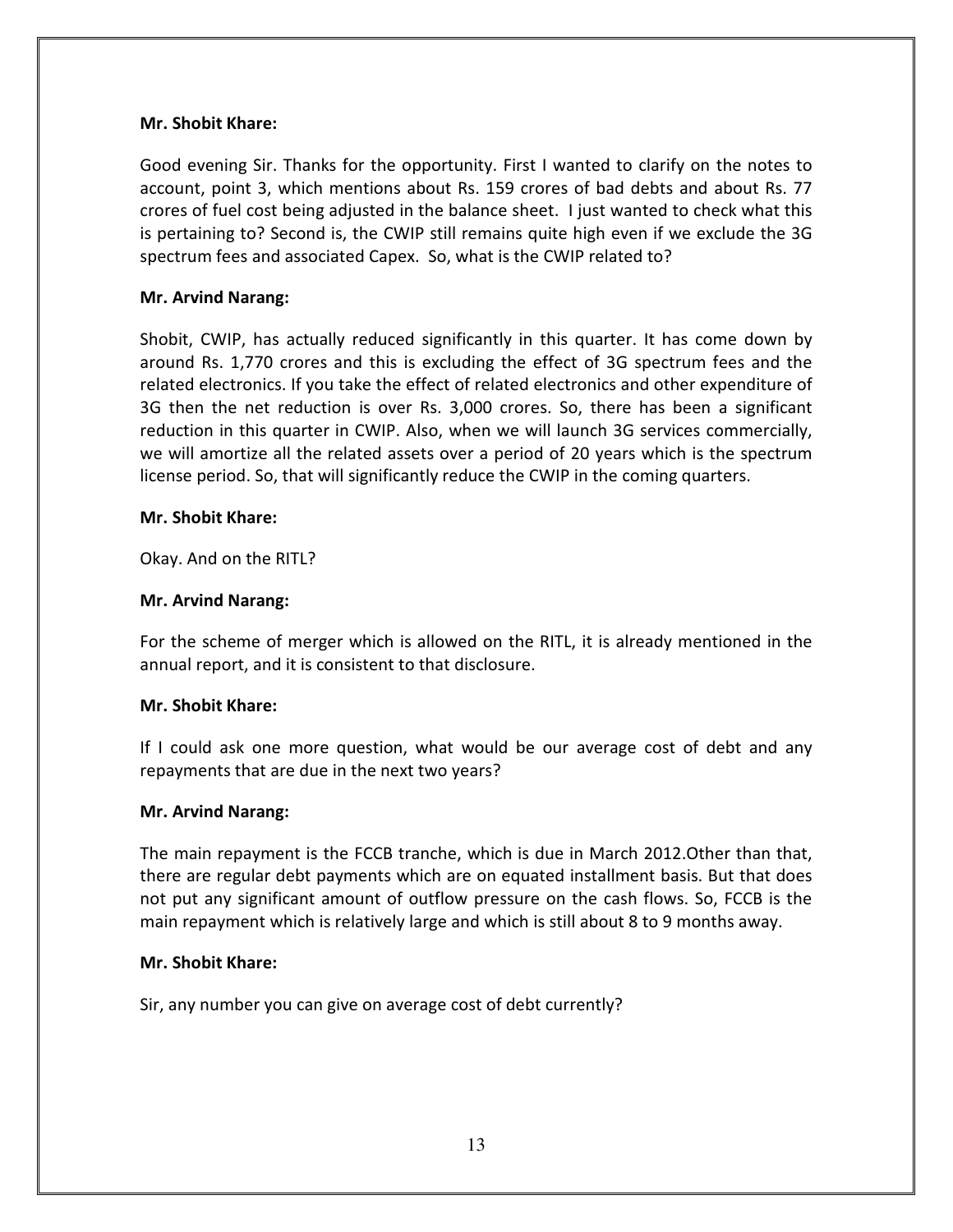**Mr. Shobit Khare:**

Good evening Sir. Thanks for the opportunity. First I wanted to clarify on the notes to account, point 3, which mentions about Rs. 159 crores of bad debts and about Rs. 77 crores of fuel cost being adjusted in the balance sheet. I just wanted to check what this is pertaining to? Second is, the CWIP still remains quite high even if we exclude the 3G spectrum fees and associated Capex. So, what is the CWIP related to?

**Mr. Arvind Narang:**

Shobit, CWIP, has actually reduced significantly in this quarter. It has come down by around Rs. 1,770 crores and this is excluding the effect of 3G spectrum fees and the related electronics. If you take the effect of related electronics and other expenditure of 3G then the net reduction is over Rs. 3,000 crores. So, there has been a significant reduction in this quarter in CWIP. Also, when we will launch 3G services commercially, we will amortize all the related assets over a period of 20 years which is the spectrum license period. So, that will significantly reduce the CWIP in the coming quarters.

**Mr. Shobit Khare:**

Okay. And on the RITL?

**Mr. Arvind Narang:**

For the scheme of merger which is allowed on the RITL, it is already mentioned in the annual report, and it is consistent to that disclosure.

**Mr. Shobit Khare:**

If I could ask one more question, what would be our average cost of debt and any repayments that are due in the next two years?

**Mr. Arvind Narang:**

The main repayment is the FCCB tranche, which is due in March 2012.Other than that, there are regular debt payments which are on equated installment basis. But that does not put any significant amount of outflow pressure on the cash flows. So, FCCB is the main repayment which is relatively large and which is still about 8 to 9 months away.

**Mr. Shobit Khare:**

Sir, any number you can give on average cost of debt currently?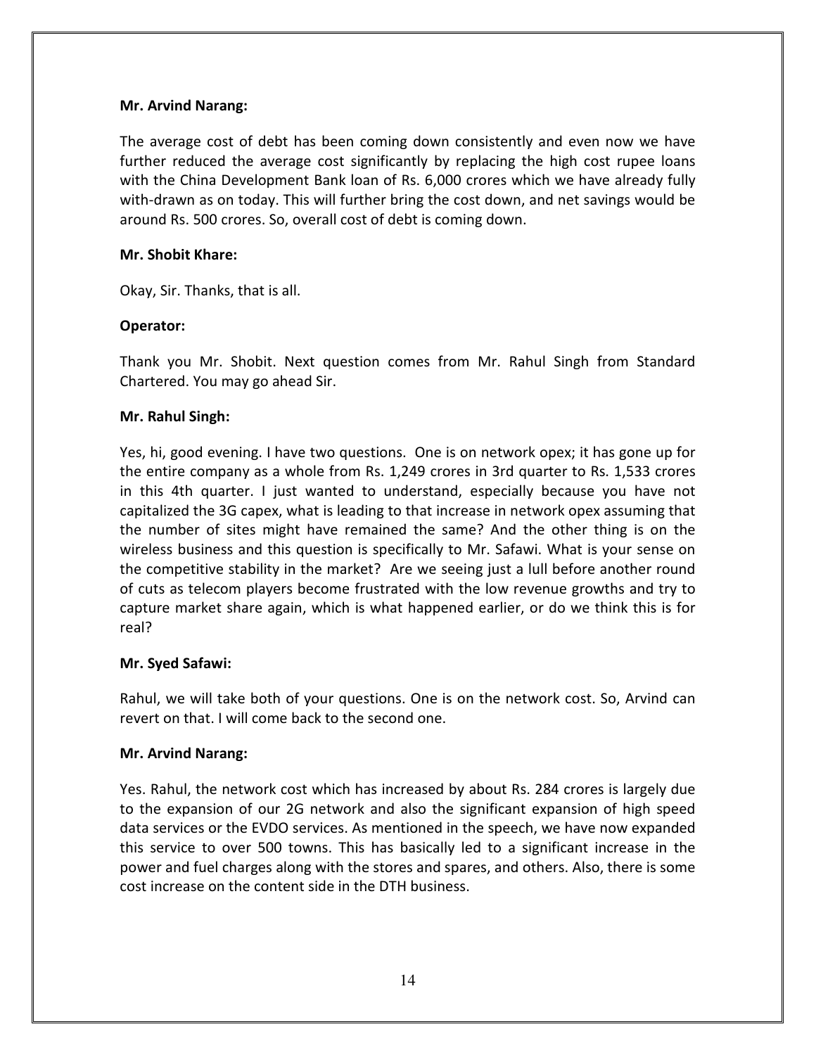**Mr. Arvind Narang:**

The average cost of debt has been coming down consistently and even now we have further reduced the average cost significantly by replacing the high cost rupee loans with the China Development Bank loan of Rs. 6,000 crores which we have already fully with-drawn as on today. This will further bring the cost down, and net savings would be around Rs. 500 crores. So, overall cost of debt is coming down.

**Mr. Shobit Khare:**

Okay, Sir. Thanks, that is all.

**Operator:**

Thank you Mr. Shobit. Next question comes from Mr. Rahul Singh from Standard Chartered. You may go ahead Sir.

**Mr. Rahul Singh:**

Yes, hi, good evening. I have two questions. One is on network opex; it has gone up for the entire company as a whole from Rs. 1,249 crores in 3rd quarter to Rs. 1,533 crores in this 4th quarter. I just wanted to understand, especially because you have not capitalized the 3G capex, what is leading to that increase in network opex assuming that the number of sites might have remained the same? And the other thing is on the wireless business and this question is specifically to Mr. Safawi. What is your sense on the competitive stability in the market? Are we seeing just a lull before another round of cuts as telecom players become frustrated with the low revenue growths and try to capture market share again, which is what happened earlier, or do we think this is for real?

**Mr. Syed Safawi:**

Rahul, we will take both of your questions. One is on the network cost. So, Arvind can revert on that. I will come back to the second one.

**Mr. Arvind Narang:**

Yes. Rahul, the network cost which has increased by about Rs. 284 crores is largely due to the expansion of our 2G network and also the significant expansion of high speed data services or the EVDO services. As mentioned in the speech, we have now expanded this service to over 500 towns. This has basically led to a significant increase in the power and fuel charges along with the stores and spares, and others. Also, there is some cost increase on the content side in the DTH business.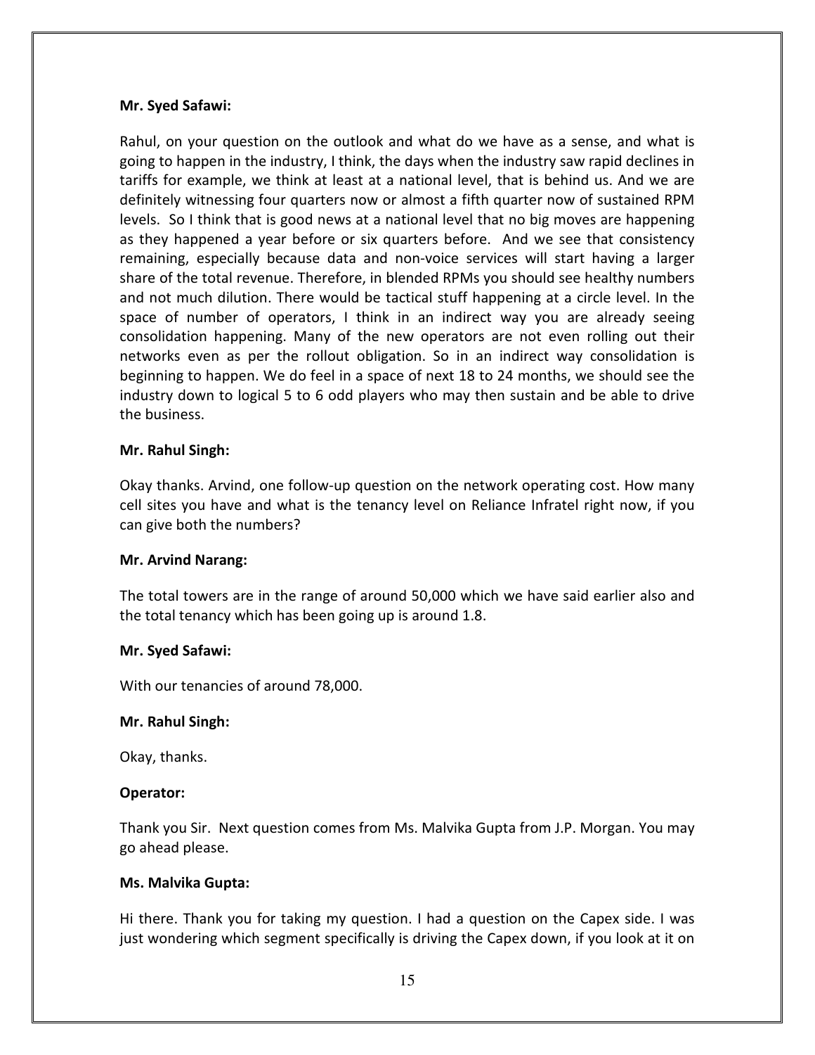**Mr. Syed Safawi:**

Rahul, on your question on the outlook and what do we have as a sense, and what is going to happen in the industry, I think, the days when the industry saw rapid declines in tariffs for example, we think at least at a national level, that is behind us. And we are definitely witnessing four quarters now or almost a fifth quarter now of sustained RPM levels. So I think that is good news at a national level that no big moves are happening as they happened a year before or six quarters before. And we see that consistency remaining, especially because data and non-voice services will start having a larger share of the total revenue. Therefore, in blended RPMs you should see healthy numbers and not much dilution. There would be tactical stuff happening at a circle level. In the space of number of operators, I think in an indirect way you are already seeing consolidation happening. Many of the new operators are not even rolling out their networks even as per the rollout obligation. So in an indirect way consolidation is beginning to happen. We do feel in a space of next 18 to 24 months, we should see the industry down to logical 5 to 6 odd players who may then sustain and be able to drive the business.

**Mr. Rahul Singh:**

Okay thanks. Arvind, one follow-up question on the network operating cost. How many cell sites you have and what is the tenancy level on Reliance Infratel right now, if you can give both the numbers?

**Mr. Arvind Narang:**

The total towers are in the range of around 50,000 which we have said earlier also and the total tenancy which has been going up is around 1.8.

**Mr. Syed Safawi:**

With our tenancies of around 78,000.

**Mr. Rahul Singh:**

Okay, thanks.

**Operator:**

Thank you Sir. Next question comes from Ms. Malvika Gupta from J.P. Morgan. You may go ahead please.

**Ms. Malvika Gupta:**

Hi there. Thank you for taking my question. I had a question on the Capex side. I was just wondering which segment specifically is driving the Capex down, if you look at it on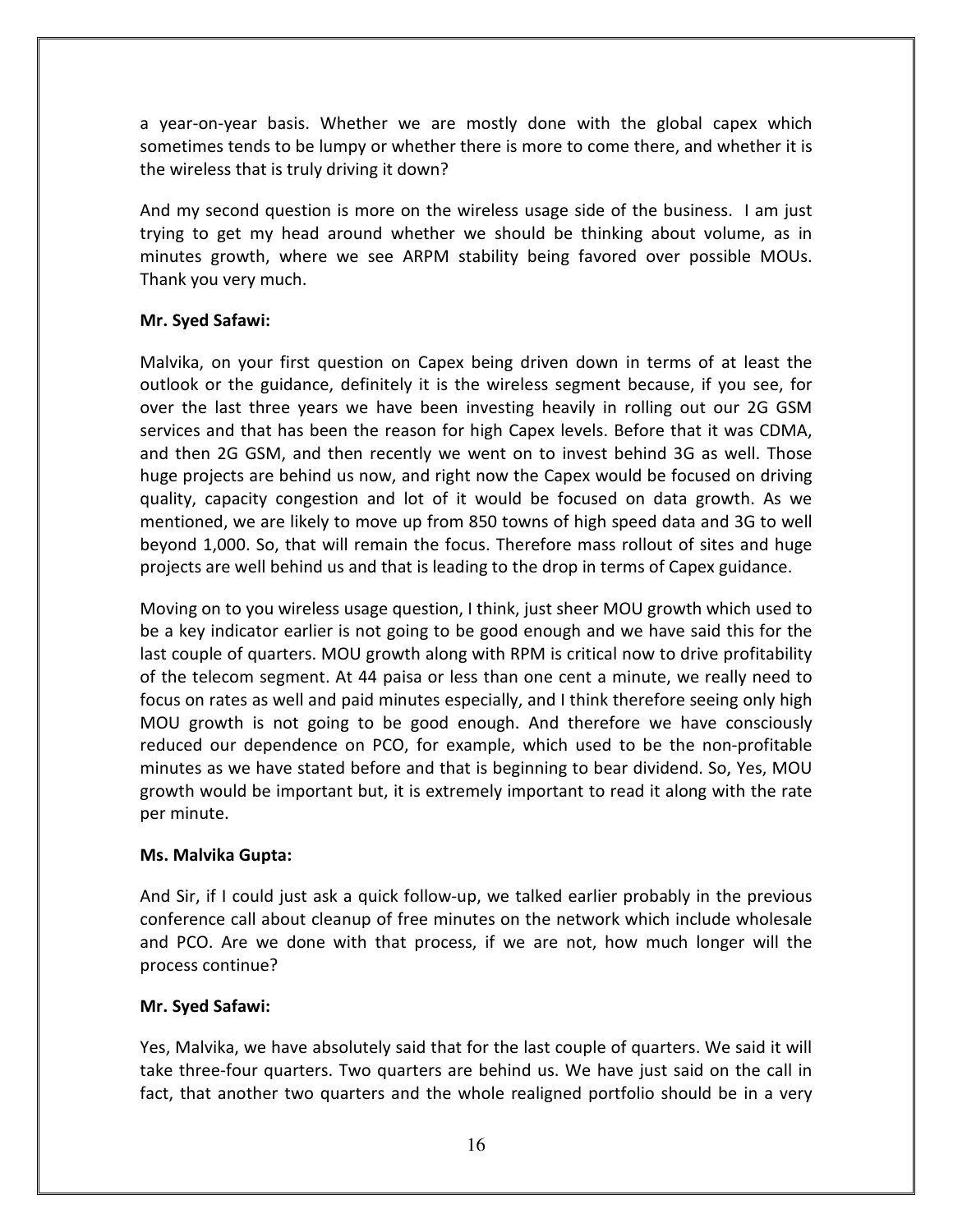a year-on-year basis. Whether we are mostly done with the global capex which sometimes tends to be lumpy or whether there is more to come there, and whether it is the wireless that is truly driving it down?

And my second question is more on the wireless usage side of the business. I am just trying to get my head around whether we should be thinking about volume, as in minutes growth, where we see ARPM stability being favored over possible MOUs. Thank you very much.

**Mr. Syed Safawi:**

Malvika, on your first question on Capex being driven down in terms of at least the outlook or the guidance, definitely it is the wireless segment because, if you see, for over the last three years we have been investing heavily in rolling out our 2G GSM services and that has been the reason for high Capex levels. Before that it was CDMA, and then 2G GSM, and then recently we went on to invest behind 3G as well. Those huge projects are behind us now, and right now the Capex would be focused on driving quality, capacity congestion and lot of it would be focused on data growth. As we mentioned, we are likely to move up from 850 towns of high speed data and 3G to well beyond 1,000. So, that will remain the focus. Therefore mass rollout of sites and huge projects are well behind us and that is leading to the drop in terms of Capex guidance.

Moving on to you wireless usage question, I think, just sheer MOU growth which used to be a key indicator earlier is not going to be good enough and we have said this for the last couple of quarters. MOU growth along with RPM is critical now to drive profitability of the telecom segment. At 44 paisa or less than one cent a minute, we really need to focus on rates as well and paid minutes especially, and I think therefore seeing only high MOU growth is not going to be good enough. And therefore we have consciously reduced our dependence on PCO, for example, which used to be the non-profitable minutes as we have stated before and that is beginning to bear dividend. So, Yes, MOU growth would be important but, it is extremely important to read it along with the rate per minute.

**Ms. Malvika Gupta:**

And Sir, if I could just ask a quick follow-up, we talked earlier probably in the previous conference call about cleanup of free minutes on the network which include wholesale and PCO. Are we done with that process, if we are not, how much longer will the process continue?

**Mr. Syed Safawi:**

Yes, Malvika, we have absolutely said that for the last couple of quarters. We said it will take three-four quarters. Two quarters are behind us. We have just said on the call in fact, that another two quarters and the whole realigned portfolio should be in a very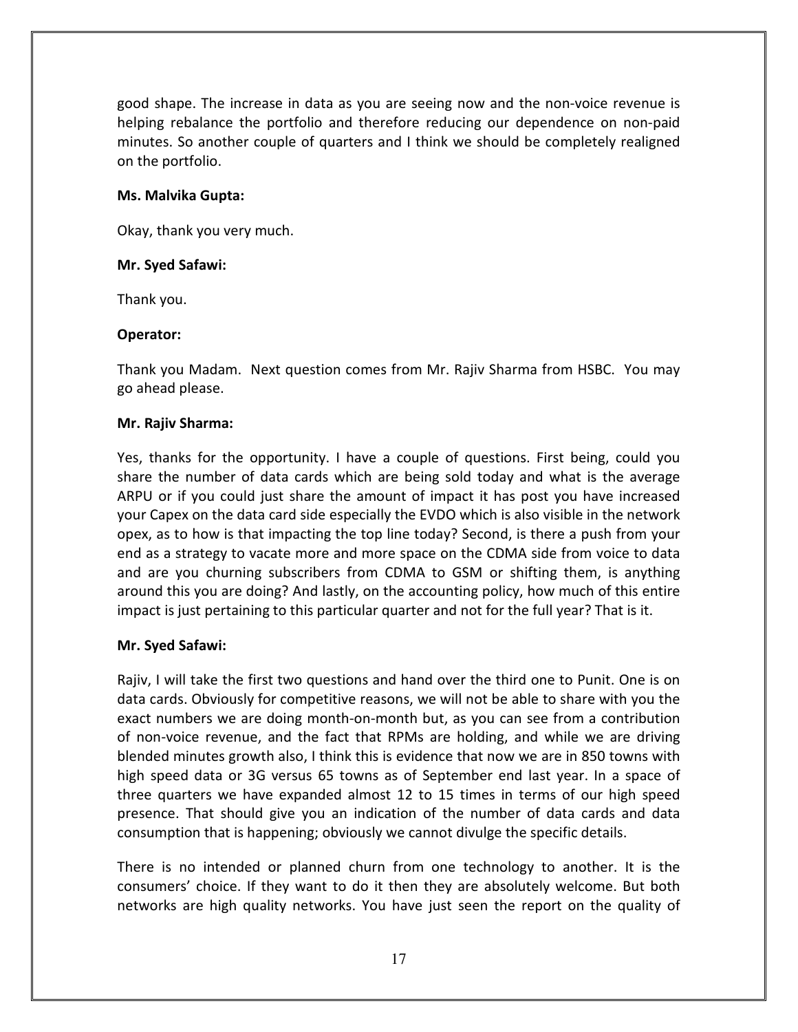good shape. The increase in data as you are seeing now and the non-voice revenue is helping rebalance the portfolio and therefore reducing our dependence on non-paid minutes. So another couple of quarters and I think we should be completely realigned on the portfolio.

**Ms. Malvika Gupta:**

Okay, thank you very much.

**Mr. Syed Safawi:**

Thank you.

**Operator:**

Thank you Madam. Next question comes from Mr. Rajiv Sharma from HSBC. You may go ahead please.

**Mr. Rajiv Sharma:**

Yes, thanks for the opportunity. I have a couple of questions. First being, could you share the number of data cards which are being sold today and what is the average ARPU or if you could just share the amount of impact it has post you have increased your Capex on the data card side especially the EVDO which is also visible in the network opex, as to how is that impacting the top line today? Second, is there a push from your end as a strategy to vacate more and more space on the CDMA side from voice to data and are you churning subscribers from CDMA to GSM or shifting them, is anything around this you are doing? And lastly, on the accounting policy, how much of this entire impact is just pertaining to this particular quarter and not for the full year? That is it.

**Mr. Syed Safawi:**

Rajiv, I will take the first two questions and hand over the third one to Punit. One is on data cards. Obviously for competitive reasons, we will not be able to share with you the exact numbers we are doing month-on-month but, as you can see from a contribution of non-voice revenue, and the fact that RPMs are holding, and while we are driving blended minutes growth also, I think this is evidence that now we are in 850 towns with high speed data or 3G versus 65 towns as of September end last year. In a space of three quarters we have expanded almost 12 to 15 times in terms of our high speed presence. That should give you an indication of the number of data cards and data consumption that is happening; obviously we cannot divulge the specific details.

There is no intended or planned churn from one technology to another. It is the consumers' choice. If they want to do it then they are absolutely welcome. But both networks are high quality networks. You have just seen the report on the quality of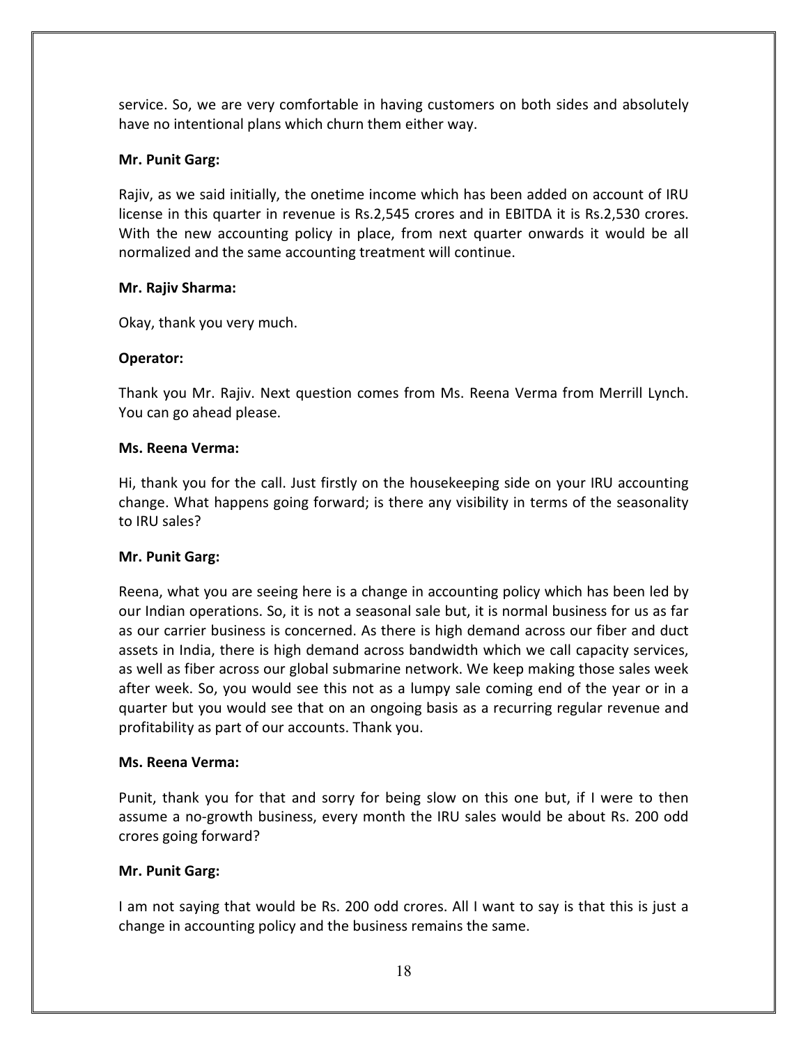service. So, we are very comfortable in having customers on both sides and absolutely have no intentional plans which churn them either way.

**Mr. Punit Garg:**

Rajiv, as we said initially, the onetime income which has been added on account of IRU license in this quarter in revenue is Rs.2,545 crores and in EBITDA it is Rs.2,530 crores. With the new accounting policy in place, from next quarter onwards it would be all normalized and the same accounting treatment will continue.

**Mr. Rajiv Sharma:**

Okay, thank you very much.

**Operator:**

Thank you Mr. Rajiv. Next question comes from Ms. Reena Verma from Merrill Lynch. You can go ahead please.

**Ms. Reena Verma:**

Hi, thank you for the call. Just firstly on the housekeeping side on your IRU accounting change. What happens going forward; is there any visibility in terms of the seasonality to IRU sales?

**Mr. Punit Garg:**

Reena, what you are seeing here is a change in accounting policy which has been led by our Indian operations. So, it is not a seasonal sale but, it is normal business for us as far as our carrier business is concerned. As there is high demand across our fiber and duct assets in India, there is high demand across bandwidth which we call capacity services, as well as fiber across our global submarine network. We keep making those sales week after week. So, you would see this not as a lumpy sale coming end of the year or in a quarter but you would see that on an ongoing basis as a recurring regular revenue and profitability as part of our accounts. Thank you.

**Ms. Reena Verma:**

Punit, thank you for that and sorry for being slow on this one but, if I were to then assume a no-growth business, every month the IRU sales would be about Rs. 200 odd crores going forward?

**Mr. Punit Garg:**

I am not saying that would be Rs. 200 odd crores. All I want to say is that this is just a change in accounting policy and the business remains the same.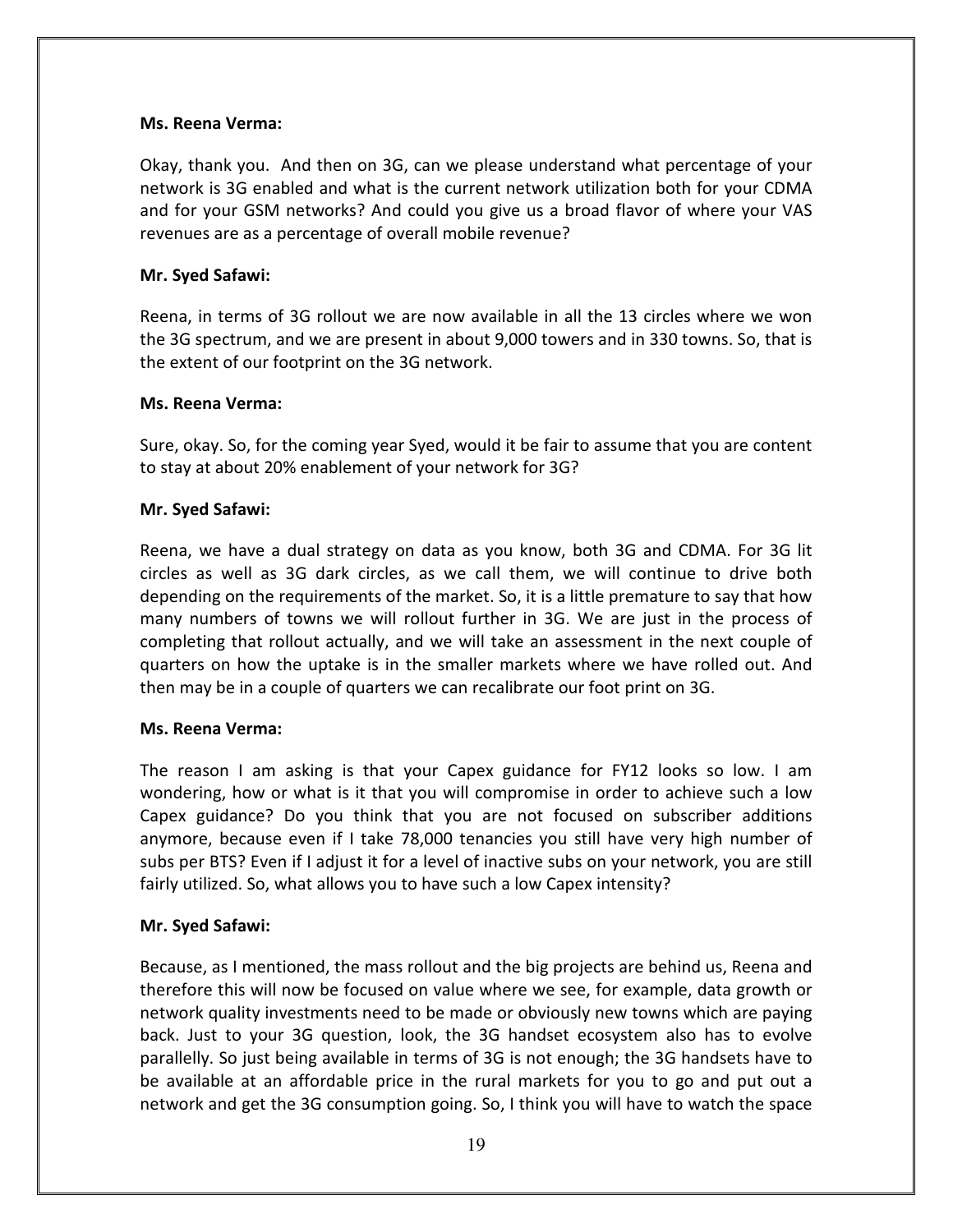**Ms. Reena Verma:**

Okay, thank you. And then on 3G, can we please understand what percentage of your network is 3G enabled and what is the current network utilization both for your CDMA and for your GSM networks? And could you give us a broad flavor of where your VAS revenues are as a percentage of overall mobile revenue?

**Mr. Syed Safawi:**

Reena, in terms of 3G rollout we are now available in all the 13 circles where we won the 3G spectrum, and we are present in about 9,000 towers and in 330 towns. So, that is the extent of our footprint on the 3G network.

**Ms. Reena Verma:**

Sure, okay. So, for the coming year Syed, would it be fair to assume that you are content to stay at about 20% enablement of your network for 3G?

**Mr. Syed Safawi:**

Reena, we have a dual strategy on data as you know, both 3G and CDMA. For 3G lit circles as well as 3G dark circles, as we call them, we will continue to drive both depending on the requirements of the market. So, it is a little premature to say that how many numbers of towns we will rollout further in 3G. We are just in the process of completing that rollout actually, and we will take an assessment in the next couple of quarters on how the uptake is in the smaller markets where we have rolled out. And then may be in a couple of quarters we can recalibrate our foot print on 3G.

**Ms. Reena Verma:**

The reason I am asking is that your Capex guidance for FY12 looks so low. I am wondering, how or what is it that you will compromise in order to achieve such a low Capex guidance? Do you think that you are not focused on subscriber additions anymore, because even if I take 78,000 tenancies you still have very high number of subs per BTS? Even if I adjust it for a level of inactive subs on your network, you are still fairly utilized. So, what allows you to have such a low Capex intensity?

**Mr. Syed Safawi:**

Because, as I mentioned, the mass rollout and the big projects are behind us, Reena and therefore this will now be focused on value where we see, for example, data growth or network quality investments need to be made or obviously new towns which are paying back. Just to your 3G question, look, the 3G handset ecosystem also has to evolve parallelly. So just being available in terms of 3G is not enough; the 3G handsets have to be available at an affordable price in the rural markets for you to go and put out a network and get the 3G consumption going. So, I think you will have to watch the space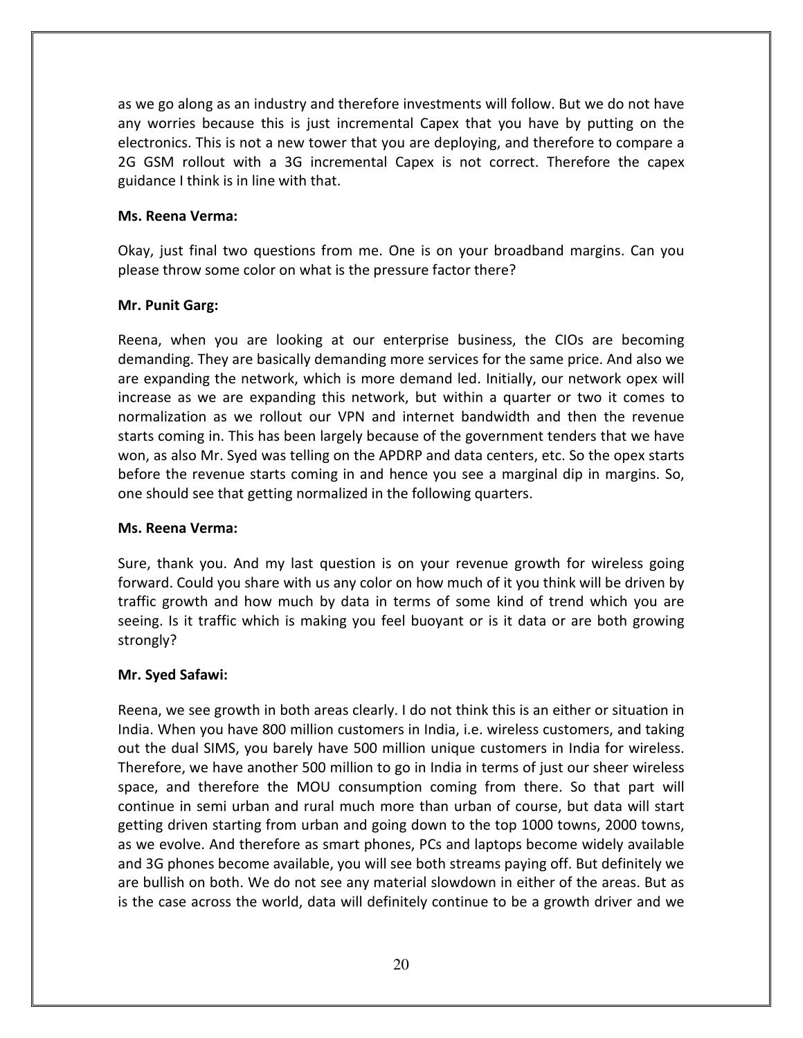as we go along as an industry and therefore investments will follow. But we do not have any worries because this is just incremental Capex that you have by putting on the electronics. This is not a new tower that you are deploying, and therefore to compare a 2G GSM rollout with a 3G incremental Capex is not correct. Therefore the capex guidance I think is in line with that.

**Ms. Reena Verma:**

Okay, just final two questions from me. One is on your broadband margins. Can you please throw some color on what is the pressure factor there?

**Mr. Punit Garg:**

Reena, when you are looking at our enterprise business, the CIOs are becoming demanding. They are basically demanding more services for the same price. And also we are expanding the network, which is more demand led. Initially, our network opex will increase as we are expanding this network, but within a quarter or two it comes to normalization as we rollout our VPN and internet bandwidth and then the revenue starts coming in. This has been largely because of the government tenders that we have won, as also Mr. Syed was telling on the APDRP and data centers, etc. So the opex starts before the revenue starts coming in and hence you see a marginal dip in margins. So, one should see that getting normalized in the following quarters.

**Ms. Reena Verma:**

Sure, thank you. And my last question is on your revenue growth for wireless going forward. Could you share with us any color on how much of it you think will be driven by traffic growth and how much by data in terms of some kind of trend which you are seeing. Is it traffic which is making you feel buoyant or is it data or are both growing strongly?

**Mr. Syed Safawi:**

Reena, we see growth in both areas clearly. I do not think this is an either or situation in India. When you have 800 million customers in India, i.e. wireless customers, and taking out the dual SIMS, you barely have 500 million unique customers in India for wireless. Therefore, we have another 500 million to go in India in terms of just our sheer wireless space, and therefore the MOU consumption coming from there. So that part will continue in semi urban and rural much more than urban of course, but data will start getting driven starting from urban and going down to the top 1000 towns, 2000 towns, as we evolve. And therefore as smart phones, PCs and laptops become widely available and 3G phones become available, you will see both streams paying off. But definitely we are bullish on both. We do not see any material slowdown in either of the areas. But as is the case across the world, data will definitely continue to be a growth driver and we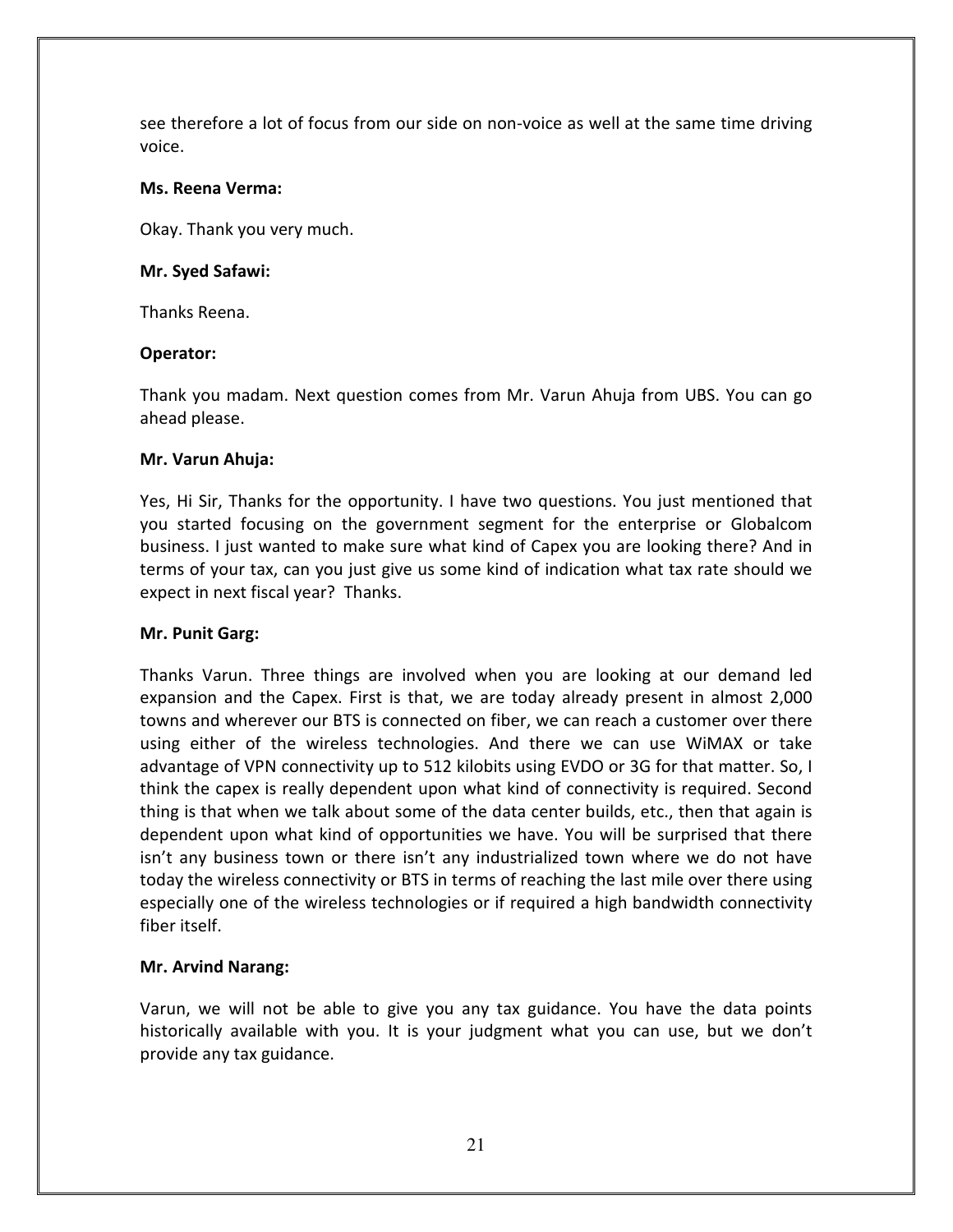see therefore a lot of focus from our side on non-voice as well at the same time driving voice.

**Ms. Reena Verma:**

Okay. Thank you very much.

**Mr. Syed Safawi:**

Thanks Reena.

**Operator:**

Thank you madam. Next question comes from Mr. Varun Ahuja from UBS. You can go ahead please.

**Mr. Varun Ahuja:**

Yes, Hi Sir, Thanks for the opportunity. I have two questions. You just mentioned that you started focusing on the government segment for the enterprise or Globalcom business. I just wanted to make sure what kind of Capex you are looking there? And in terms of your tax, can you just give us some kind of indication what tax rate should we expect in next fiscal year? Thanks.

**Mr. Punit Garg:**

Thanks Varun. Three things are involved when you are looking at our demand led expansion and the Capex. First is that, we are today already present in almost 2,000 towns and wherever our BTS is connected on fiber, we can reach a customer over there using either of the wireless technologies. And there we can use WiMAX or take advantage of VPN connectivity up to 512 kilobits using EVDO or 3G for that matter. So, I think the capex is really dependent upon what kind of connectivity is required. Second thing is that when we talk about some of the data center builds, etc., then that again is dependent upon what kind of opportunities we have. You will be surprised that there isn't any business town or there isn't any industrialized town where we do not have today the wireless connectivity or BTS in terms of reaching the last mile over there using especially one of the wireless technologies or if required a high bandwidth connectivity fiber itself.

**Mr. Arvind Narang:**

Varun, we will not be able to give you any tax guidance. You have the data points historically available with you. It is your judgment what you can use, but we don't provide any tax guidance.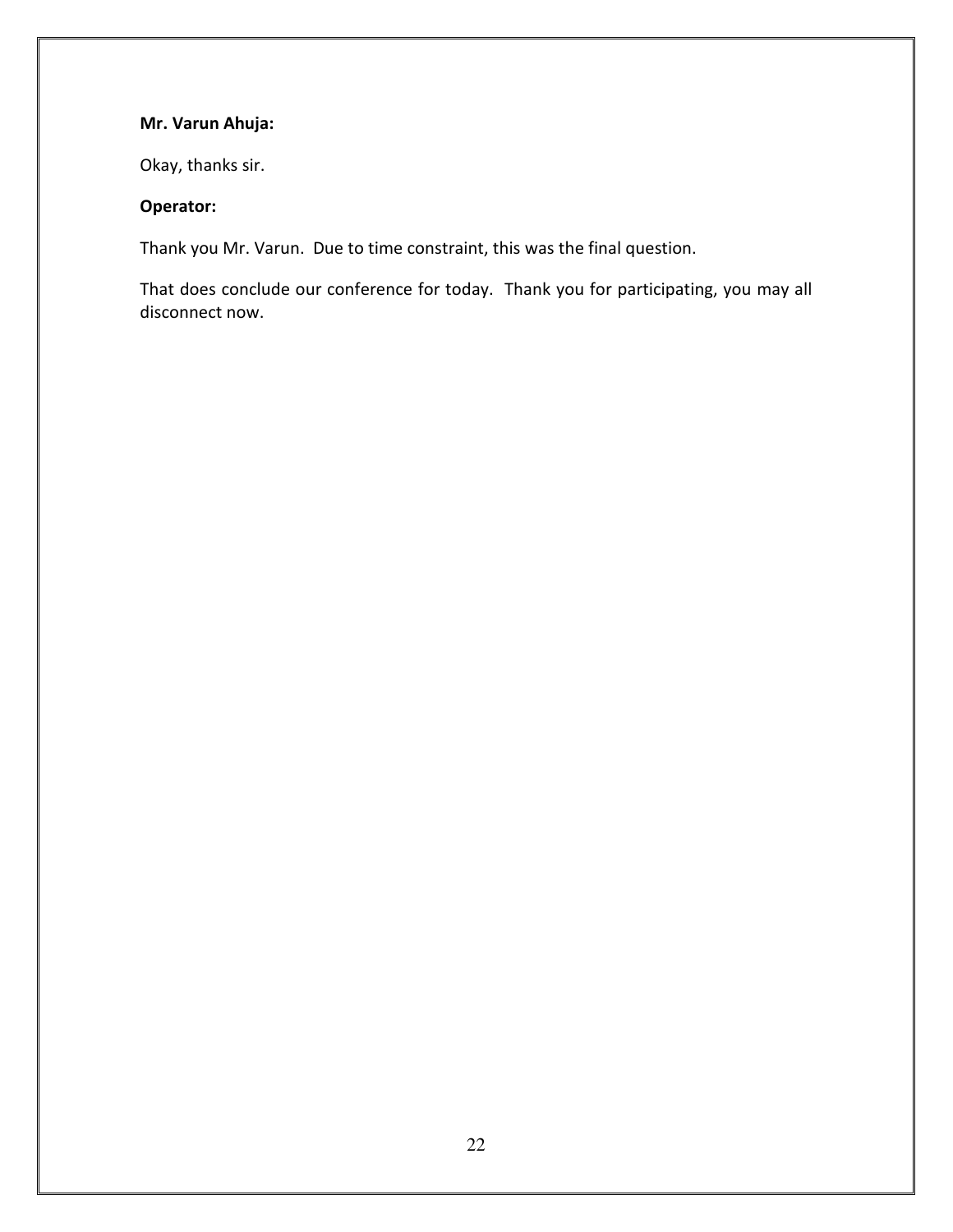**Mr. Varun Ahuja:**

Okay, thanks sir.

**Operator:**

Thank you Mr. Varun. Due to time constraint, this was the final question.

That does conclude our conference for today. Thank you for participating, you may all disconnect now.